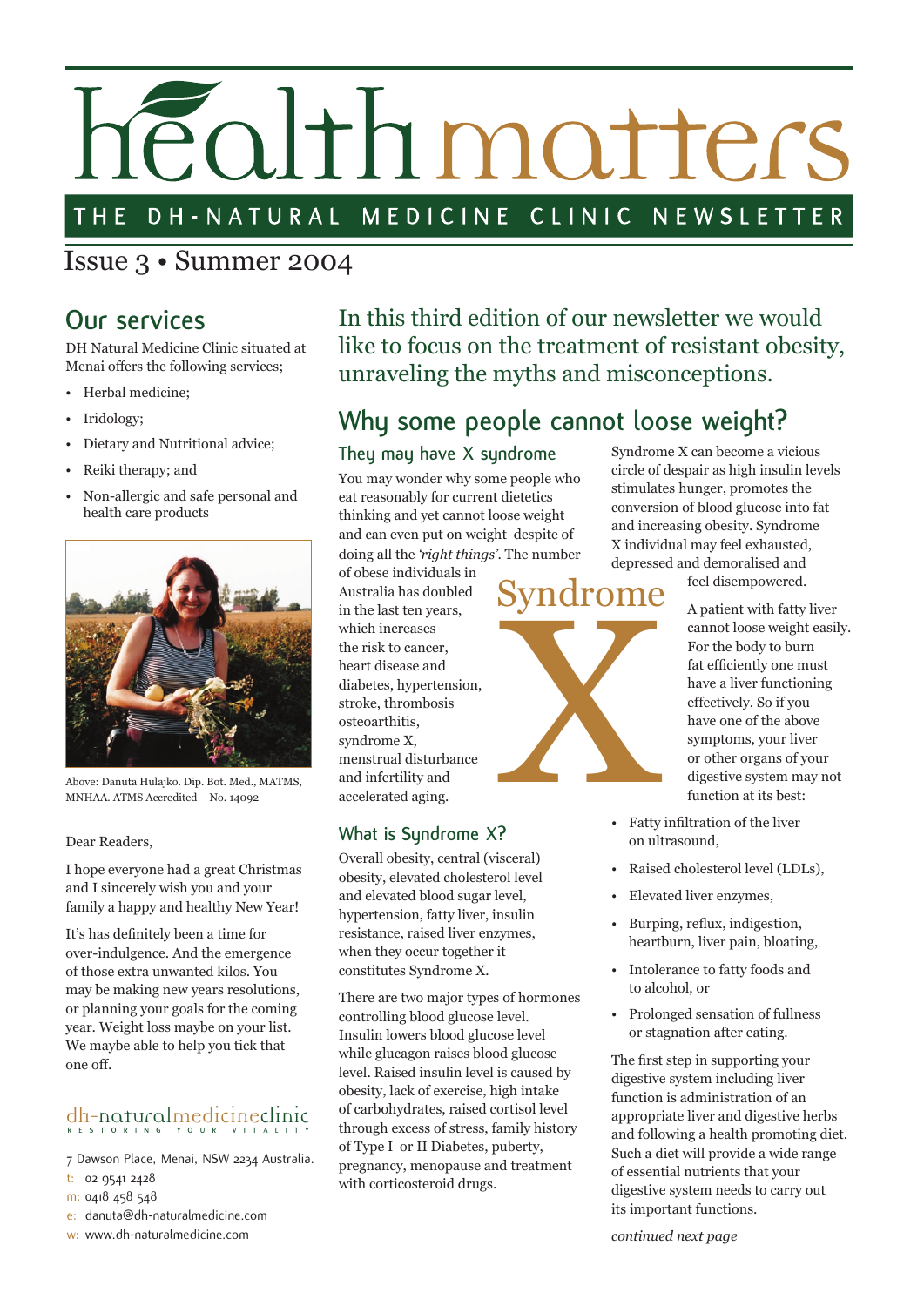# health matters

THE DH-NATURAL MEDICINE CLINIC NEWSLETTER

Issue 3 • Summer 2004

## Our services

DH Natural Medicine Clinic situated at Menai offers the following services;

- Herbal medicine;
- Iridology;
- Dietary and Nutritional advice;
- Reiki therapy; and
- Non-allergic and safe personal and health care products

Above: Danuta Hulajko. Dip. Bot. Med., MATMS, MNHAA. ATMS Accredited – No. 14092

Dear Readers,

I hope everyone had a great Christmas and I sincerely wish you and your family a happy and healthy New Year!

It's has definitely been a time for over-indulgence. And the emergence of those extra unwanted kilos. You may be making new years resolutions, or planning your goals for the coming year. Weight loss maybe on your list. We maybe able to help you tick that one off.

dh-naturalmedicineclinic
RESTORING YOUR VITALITY

7 Dawson Place, Menai, NSW 2234 Australia.
t: 02 9541 2428
m: 0418 458 548
e: danuta@dh-naturalmedicine.com
w: www.dh-naturalmedicine.com

In this third edition of our newsletter we would like to focus on the treatment of resistant obesity, unraveling the myths and misconceptions.

## Why some people cannot loose weight?

### They may have X syndrome

You may wonder why some people who eat reasonably for current dietetics thinking and yet cannot loose weight and can even put on weight despite of doing all the *'right things'*. The number of obese individuals in Australia has doubled in the last ten years, which increases the risk to cancer, heart disease and diabetes, hypertension, stroke, thrombosis osteoarthitis, syndrome X, menstrual disturbance and infertility and accelerated aging.

### What is Syndrome X?

Overall obesity, central (visceral) obesity, elevated cholesterol level and elevated blood sugar level, hypertension, fatty liver, insulin resistance, raised liver enzymes, when they occur together it constitutes Syndrome X.

There are two major types of hormones controlling blood glucose level. Insulin lowers blood glucose level while glucagon raises blood glucose level. Raised insulin level is caused by obesity, lack of exercise, high intake of carbohydrates, raised cortisol level through excess of stress, family history of Type I or II Diabetes, puberty, pregnancy, menopause and treatment with corticosteroid drugs.

Syndrome X

Syndrome X can become a vicious circle of despair as high insulin levels stimulates hunger, promotes the conversion of blood glucose into fat and increasing obesity. Syndrome X individual may feel exhausted, depressed and demoralised and feel disempowered.

A patient with fatty liver cannot loose weight easily. For the body to burn fat efficiently one must have a liver functioning effectively. So if you have one of the above symptoms, your liver or other organs of your digestive system may not function at its best:

- Fatty infiltration of the liver on ultrasound,
- Raised cholesterol level (LDLs),
- Elevated liver enzymes,
- Burping, reflux, indigestion, heartburn, liver pain, bloating,
- Intolerance to fatty foods and to alcohol, or
- Prolonged sensation of fullness or stagnation after eating.

The first step in supporting your digestive system including liver function is administration of an appropriate liver and digestive herbs and following a health promoting diet. Such a diet will provide a wide range of essential nutrients that your digestive system needs to carry out its important functions.

*continued next page*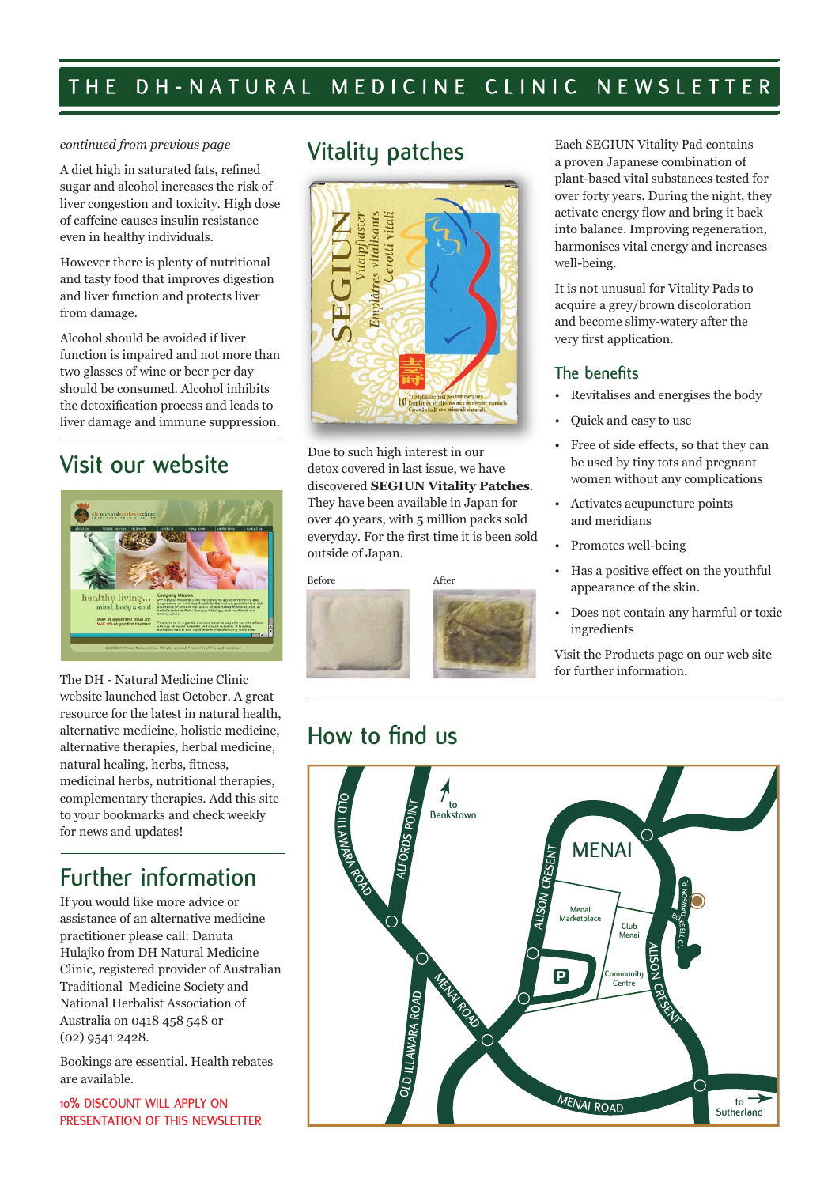*continued from previous page*

A diet high in saturated fats, refined sugar and alcohol increases the risk of liver congestion and toxicity. High dose of caffeine causes insulin resistance even in healthy individuals.

However there is plenty of nutritional and tasty food that improves digestion and liver function and protects liver from damage.

Alcohol should be avoided if liver function is impaired and not more than two glasses of wine or beer per day should be consumed. Alcohol inhibits the detoxification process and leads to liver damage and immune suppression.

## Visit our website

The DH - Natural Medicine Clinic website launched last October. A great resource for the latest in natural health, alternative medicine, holistic medicine, alternative therapies, herbal medicine, natural healing, herbs, fitness, medicinal herbs, nutritional therapies, complementary therapies. Add this site to your bookmarks and check weekly for news and updates!

## Further information

If you would like more advice or assistance of an alternative medicine practitioner please call: Danuta Hulajko from DH Natural Medicine Clinic, registered provider of Australian Traditional Medicine Society and National Herbalist Association of Australia on 0418 458 548 or (02) 9541 2428.

Bookings are essential. Health rebates are available.

10% DISCOUNT WILL APPLY ON PRESENTATION OF THIS NEWSLETTER

## Vitality patches

Due to such high interest in our detox covered in last issue, we have discovered **SEGIUN Vitality Patches**. They have been available in Japan for over 40 years, with 5 million packs sold everyday. For the first time it is been sold outside of Japan.

Before

After

Each SEGIUN Vitality Pad contains a proven Japanese combination of plant-based vital substances tested for over forty years. During the night, they activate energy flow and bring it back into balance. Improving regeneration, harmonises vital energy and increases well-being.

It is not unusual for Vitality Pads to acquire a grey/brown discoloration and become slimy-watery after the very first application.

### The benefits

- Revitalises and energises the body
- Quick and easy to use
- Free of side effects, so that they can be used by tiny tots and pregnant women without any complications
- Activates acupuncture points and meridians
- Promotes well-being
- Has a positive effect on the youthful appearance of the skin.
- Does not contain any harmful or toxic ingredients

Visit the Products page on our web site for further information.

## How to find us

OLD ILLAWARA ROAD
ALFORDS POINT
to Bankstown
MENAI
ALISON CRESENT
Menai Marketplace
Club Menai
DAWSON PL
BOSSELL CL
Community Centre
P
MENAI ROAD
OLD ILLAWARA ROAD
MENAI ROAD
to Sutherland